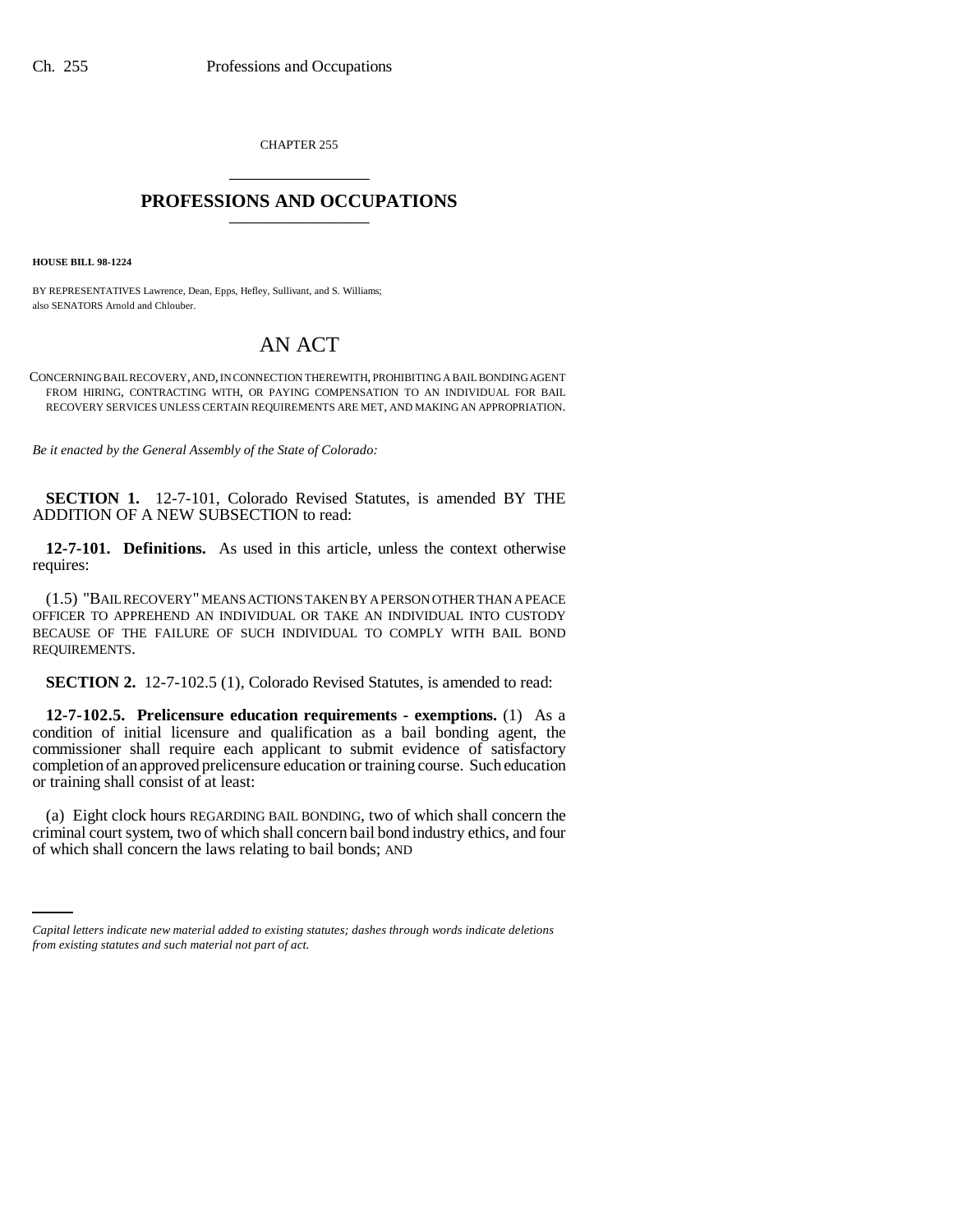CHAPTER 255

# PROFESSIONS AND OCCUPATIONS

**HOUSE BILL 98-1224**

BY REPRESENTATIVES Lawrence, Dean, Epps, Hefley, Sullivant, and S. Williams;
also SENATORS Arnold and Chlouber.

## AN ACT

CONCERNING BAIL RECOVERY, AND, IN CONNECTION THEREWITH, PROHIBITING A BAIL BONDING AGENT FROM HIRING, CONTRACTING WITH, OR PAYING COMPENSATION TO AN INDIVIDUAL FOR BAIL RECOVERY SERVICES UNLESS CERTAIN REQUIREMENTS ARE MET, AND MAKING AN APPROPRIATION.

*Be it enacted by the General Assembly of the State of Colorado:*

**SECTION 1.** 12-7-101, Colorado Revised Statutes, is amended BY THE ADDITION OF A NEW SUBSECTION to read:

**12-7-101. Definitions.** As used in this article, unless the context otherwise requires:

(1.5) "BAIL RECOVERY" MEANS ACTIONS TAKEN BY A PERSON OTHER THAN A PEACE OFFICER TO APPREHEND AN INDIVIDUAL OR TAKE AN INDIVIDUAL INTO CUSTODY BECAUSE OF THE FAILURE OF SUCH INDIVIDUAL TO COMPLY WITH BAIL BOND REQUIREMENTS.

**SECTION 2.** 12-7-102.5 (1), Colorado Revised Statutes, is amended to read:

**12-7-102.5. Prelicensure education requirements - exemptions.** (1) As a condition of initial licensure and qualification as a bail bonding agent, the commissioner shall require each applicant to submit evidence of satisfactory completion of an approved prelicensure education or training course. Such education or training shall consist of at least:

(a) Eight clock hours REGARDING BAIL BONDING, two of which shall concern the criminal court system, two of which shall concern bail bond industry ethics, and four of which shall concern the laws relating to bail bonds; AND

*Capital letters indicate new material added to existing statutes; dashes through words indicate deletions from existing statutes and such material not part of act.*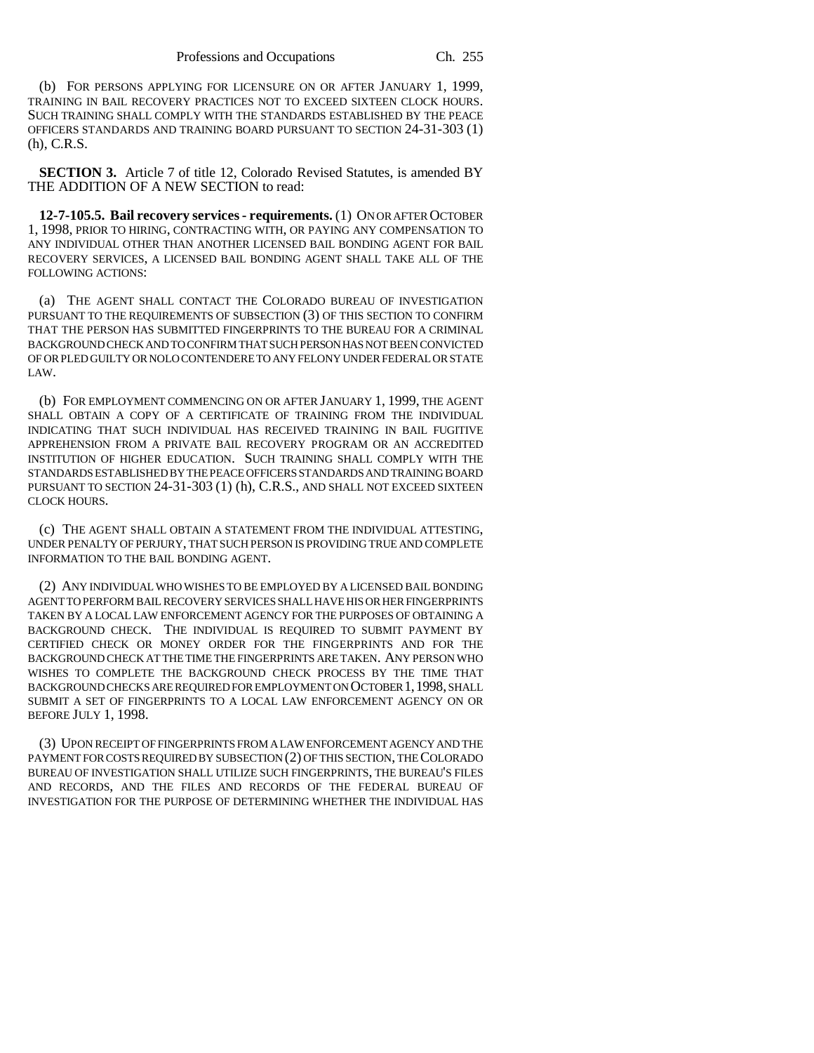(b) FOR PERSONS APPLYING FOR LICENSURE ON OR AFTER JANUARY 1, 1999, TRAINING IN BAIL RECOVERY PRACTICES NOT TO EXCEED SIXTEEN CLOCK HOURS. SUCH TRAINING SHALL COMPLY WITH THE STANDARDS ESTABLISHED BY THE PEACE OFFICERS STANDARDS AND TRAINING BOARD PURSUANT TO SECTION 24-31-303 (1) (h), C.R.S.

**SECTION 3.** Article 7 of title 12, Colorado Revised Statutes, is amended BY THE ADDITION OF A NEW SECTION to read:

**12-7-105.5. Bail recovery services - requirements.** (1) ON OR AFTER OCTOBER 1, 1998, PRIOR TO HIRING, CONTRACTING WITH, OR PAYING ANY COMPENSATION TO ANY INDIVIDUAL OTHER THAN ANOTHER LICENSED BAIL BONDING AGENT FOR BAIL RECOVERY SERVICES, A LICENSED BAIL BONDING AGENT SHALL TAKE ALL OF THE FOLLOWING ACTIONS:

(a) THE AGENT SHALL CONTACT THE COLORADO BUREAU OF INVESTIGATION PURSUANT TO THE REQUIREMENTS OF SUBSECTION (3) OF THIS SECTION TO CONFIRM THAT THE PERSON HAS SUBMITTED FINGERPRINTS TO THE BUREAU FOR A CRIMINAL BACKGROUND CHECK AND TO CONFIRM THAT SUCH PERSON HAS NOT BEEN CONVICTED OF OR PLED GUILTY OR NOLO CONTENDERE TO ANY FELONY UNDER FEDERAL OR STATE LAW.

(b) FOR EMPLOYMENT COMMENCING ON OR AFTER JANUARY 1, 1999, THE AGENT SHALL OBTAIN A COPY OF A CERTIFICATE OF TRAINING FROM THE INDIVIDUAL INDICATING THAT SUCH INDIVIDUAL HAS RECEIVED TRAINING IN BAIL FUGITIVE APPREHENSION FROM A PRIVATE BAIL RECOVERY PROGRAM OR AN ACCREDITED INSTITUTION OF HIGHER EDUCATION. SUCH TRAINING SHALL COMPLY WITH THE STANDARDS ESTABLISHED BY THE PEACE OFFICERS STANDARDS AND TRAINING BOARD PURSUANT TO SECTION 24-31-303 (1) (h), C.R.S., AND SHALL NOT EXCEED SIXTEEN CLOCK HOURS.

(c) THE AGENT SHALL OBTAIN A STATEMENT FROM THE INDIVIDUAL ATTESTING, UNDER PENALTY OF PERJURY, THAT SUCH PERSON IS PROVIDING TRUE AND COMPLETE INFORMATION TO THE BAIL BONDING AGENT.

(2) ANY INDIVIDUAL WHO WISHES TO BE EMPLOYED BY A LICENSED BAIL BONDING AGENT TO PERFORM BAIL RECOVERY SERVICES SHALL HAVE HIS OR HER FINGERPRINTS TAKEN BY A LOCAL LAW ENFORCEMENT AGENCY FOR THE PURPOSES OF OBTAINING A BACKGROUND CHECK. THE INDIVIDUAL IS REQUIRED TO SUBMIT PAYMENT BY CERTIFIED CHECK OR MONEY ORDER FOR THE FINGERPRINTS AND FOR THE BACKGROUND CHECK AT THE TIME THE FINGERPRINTS ARE TAKEN. ANY PERSON WHO WISHES TO COMPLETE THE BACKGROUND CHECK PROCESS BY THE TIME THAT BACKGROUND CHECKS ARE REQUIRED FOR EMPLOYMENT ON OCTOBER 1, 1998, SHALL SUBMIT A SET OF FINGERPRINTS TO A LOCAL LAW ENFORCEMENT AGENCY ON OR BEFORE JULY 1, 1998.

(3) UPON RECEIPT OF FINGERPRINTS FROM A LAW ENFORCEMENT AGENCY AND THE PAYMENT FOR COSTS REQUIRED BY SUBSECTION (2) OF THIS SECTION, THE COLORADO BUREAU OF INVESTIGATION SHALL UTILIZE SUCH FINGERPRINTS, THE BUREAU'S FILES AND RECORDS, AND THE FILES AND RECORDS OF THE FEDERAL BUREAU OF INVESTIGATION FOR THE PURPOSE OF DETERMINING WHETHER THE INDIVIDUAL HAS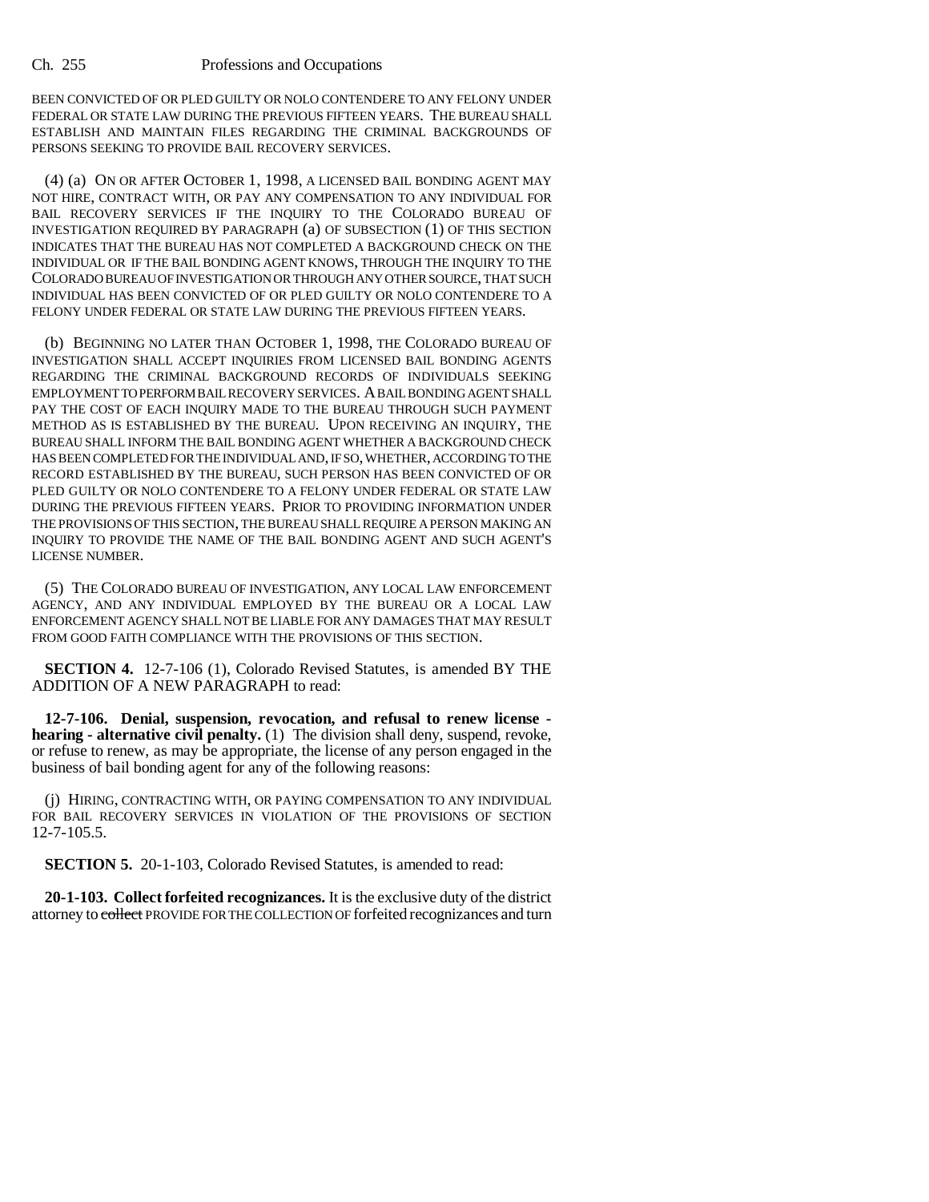BEEN CONVICTED OF OR PLED GUILTY OR NOLO CONTENDERE TO ANY FELONY UNDER FEDERAL OR STATE LAW DURING THE PREVIOUS FIFTEEN YEARS. THE BUREAU SHALL ESTABLISH AND MAINTAIN FILES REGARDING THE CRIMINAL BACKGROUNDS OF PERSONS SEEKING TO PROVIDE BAIL RECOVERY SERVICES.

(4) (a) ON OR AFTER OCTOBER 1, 1998, A LICENSED BAIL BONDING AGENT MAY NOT HIRE, CONTRACT WITH, OR PAY ANY COMPENSATION TO ANY INDIVIDUAL FOR BAIL RECOVERY SERVICES IF THE INQUIRY TO THE COLORADO BUREAU OF INVESTIGATION REQUIRED BY PARAGRAPH (a) OF SUBSECTION (1) OF THIS SECTION INDICATES THAT THE BUREAU HAS NOT COMPLETED A BACKGROUND CHECK ON THE INDIVIDUAL OR IF THE BAIL BONDING AGENT KNOWS, THROUGH THE INQUIRY TO THE COLORADO BUREAU OF INVESTIGATION OR THROUGH ANY OTHER SOURCE, THAT SUCH INDIVIDUAL HAS BEEN CONVICTED OF OR PLED GUILTY OR NOLO CONTENDERE TO A FELONY UNDER FEDERAL OR STATE LAW DURING THE PREVIOUS FIFTEEN YEARS.

(b) BEGINNING NO LATER THAN OCTOBER 1, 1998, THE COLORADO BUREAU OF INVESTIGATION SHALL ACCEPT INQUIRIES FROM LICENSED BAIL BONDING AGENTS REGARDING THE CRIMINAL BACKGROUND RECORDS OF INDIVIDUALS SEEKING EMPLOYMENT TO PERFORM BAIL RECOVERY SERVICES. A BAIL BONDING AGENT SHALL PAY THE COST OF EACH INQUIRY MADE TO THE BUREAU THROUGH SUCH PAYMENT METHOD AS IS ESTABLISHED BY THE BUREAU. UPON RECEIVING AN INQUIRY, THE BUREAU SHALL INFORM THE BAIL BONDING AGENT WHETHER A BACKGROUND CHECK HAS BEEN COMPLETED FOR THE INDIVIDUAL AND, IF SO, WHETHER, ACCORDING TO THE RECORD ESTABLISHED BY THE BUREAU, SUCH PERSON HAS BEEN CONVICTED OF OR PLED GUILTY OR NOLO CONTENDERE TO A FELONY UNDER FEDERAL OR STATE LAW DURING THE PREVIOUS FIFTEEN YEARS. PRIOR TO PROVIDING INFORMATION UNDER THE PROVISIONS OF THIS SECTION, THE BUREAU SHALL REQUIRE A PERSON MAKING AN INQUIRY TO PROVIDE THE NAME OF THE BAIL BONDING AGENT AND SUCH AGENT'S LICENSE NUMBER.

(5) THE COLORADO BUREAU OF INVESTIGATION, ANY LOCAL LAW ENFORCEMENT AGENCY, AND ANY INDIVIDUAL EMPLOYED BY THE BUREAU OR A LOCAL LAW ENFORCEMENT AGENCY SHALL NOT BE LIABLE FOR ANY DAMAGES THAT MAY RESULT FROM GOOD FAITH COMPLIANCE WITH THE PROVISIONS OF THIS SECTION.

**SECTION 4.** 12-7-106 (1), Colorado Revised Statutes, is amended BY THE ADDITION OF A NEW PARAGRAPH to read:

**12-7-106. Denial, suspension, revocation, and refusal to renew license - hearing - alternative civil penalty.** (1) The division shall deny, suspend, revoke, or refuse to renew, as may be appropriate, the license of any person engaged in the business of bail bonding agent for any of the following reasons:

(j) HIRING, CONTRACTING WITH, OR PAYING COMPENSATION TO ANY INDIVIDUAL FOR BAIL RECOVERY SERVICES IN VIOLATION OF THE PROVISIONS OF SECTION 12-7-105.5.

**SECTION 5.** 20-1-103, Colorado Revised Statutes, is amended to read:

**20-1-103. Collect forfeited recognizances.** It is the exclusive duty of the district attorney to ~~collect~~ PROVIDE FOR THE COLLECTION OF forfeited recognizances and turn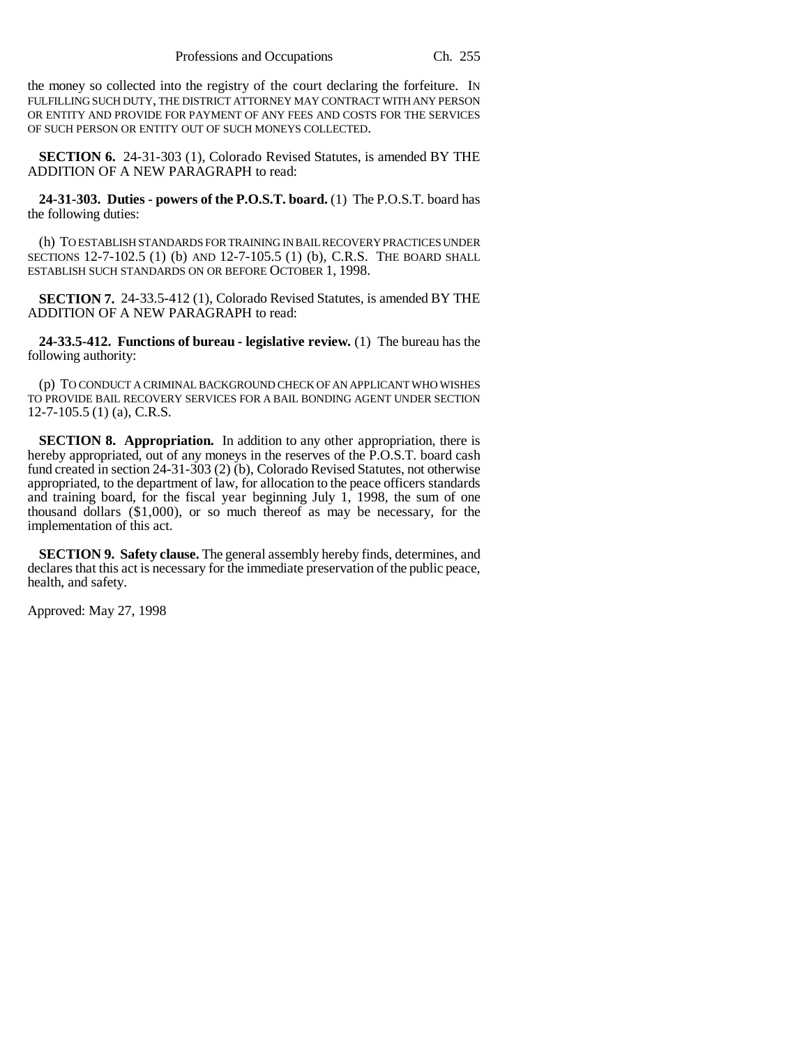the money so collected into the registry of the court declaring the forfeiture. IN FULFILLING SUCH DUTY, THE DISTRICT ATTORNEY MAY CONTRACT WITH ANY PERSON OR ENTITY AND PROVIDE FOR PAYMENT OF ANY FEES AND COSTS FOR THE SERVICES OF SUCH PERSON OR ENTITY OUT OF SUCH MONEYS COLLECTED.

**SECTION 6.** 24-31-303 (1), Colorado Revised Statutes, is amended BY THE ADDITION OF A NEW PARAGRAPH to read:

**24-31-303. Duties - powers of the P.O.S.T. board.** (1) The P.O.S.T. board has the following duties:

(h) TO ESTABLISH STANDARDS FOR TRAINING IN BAIL RECOVERY PRACTICES UNDER SECTIONS 12-7-102.5 (1) (b) AND 12-7-105.5 (1) (b), C.R.S. THE BOARD SHALL ESTABLISH SUCH STANDARDS ON OR BEFORE OCTOBER 1, 1998.

**SECTION 7.** 24-33.5-412 (1), Colorado Revised Statutes, is amended BY THE ADDITION OF A NEW PARAGRAPH to read:

**24-33.5-412. Functions of bureau - legislative review.** (1) The bureau has the following authority:

(p) TO CONDUCT A CRIMINAL BACKGROUND CHECK OF AN APPLICANT WHO WISHES TO PROVIDE BAIL RECOVERY SERVICES FOR A BAIL BONDING AGENT UNDER SECTION 12-7-105.5 (1) (a), C.R.S.

**SECTION 8. Appropriation.** In addition to any other appropriation, there is hereby appropriated, out of any moneys in the reserves of the P.O.S.T. board cash fund created in section 24-31-303 (2) (b), Colorado Revised Statutes, not otherwise appropriated, to the department of law, for allocation to the peace officers standards and training board, for the fiscal year beginning July 1, 1998, the sum of one thousand dollars ($1,000), or so much thereof as may be necessary, for the implementation of this act.

**SECTION 9. Safety clause.** The general assembly hereby finds, determines, and declares that this act is necessary for the immediate preservation of the public peace, health, and safety.

Approved: May 27, 1998